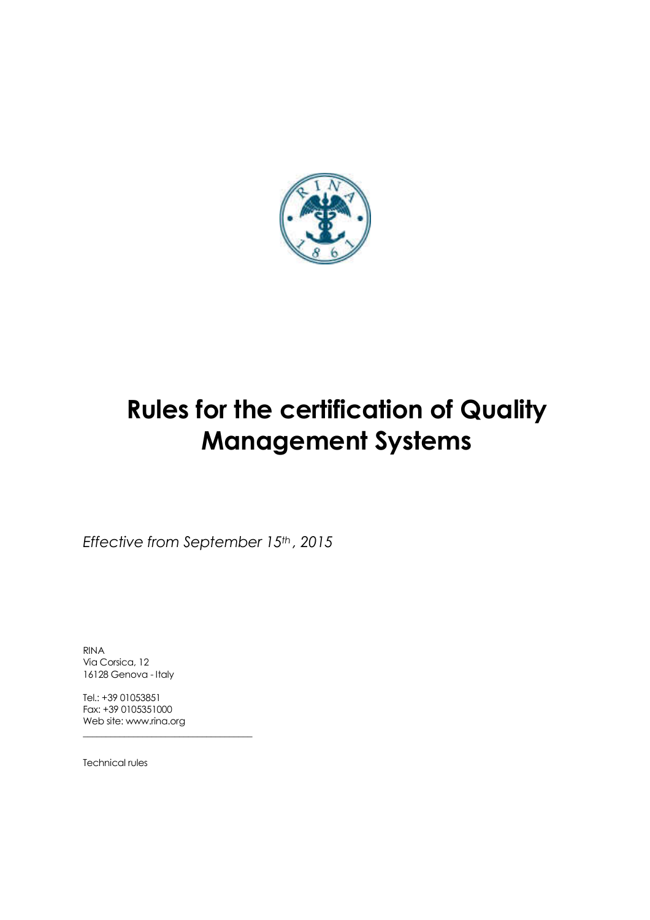# Rules for the certification of Quality Management Systems

*Effective from September 15th, 2015*

RINA
Via Corsica, 12
16128 Genova - Italy

Tel.: +39 01053851
Fax: +39 0105351000
Web site: www.rina.org

---

Technical rules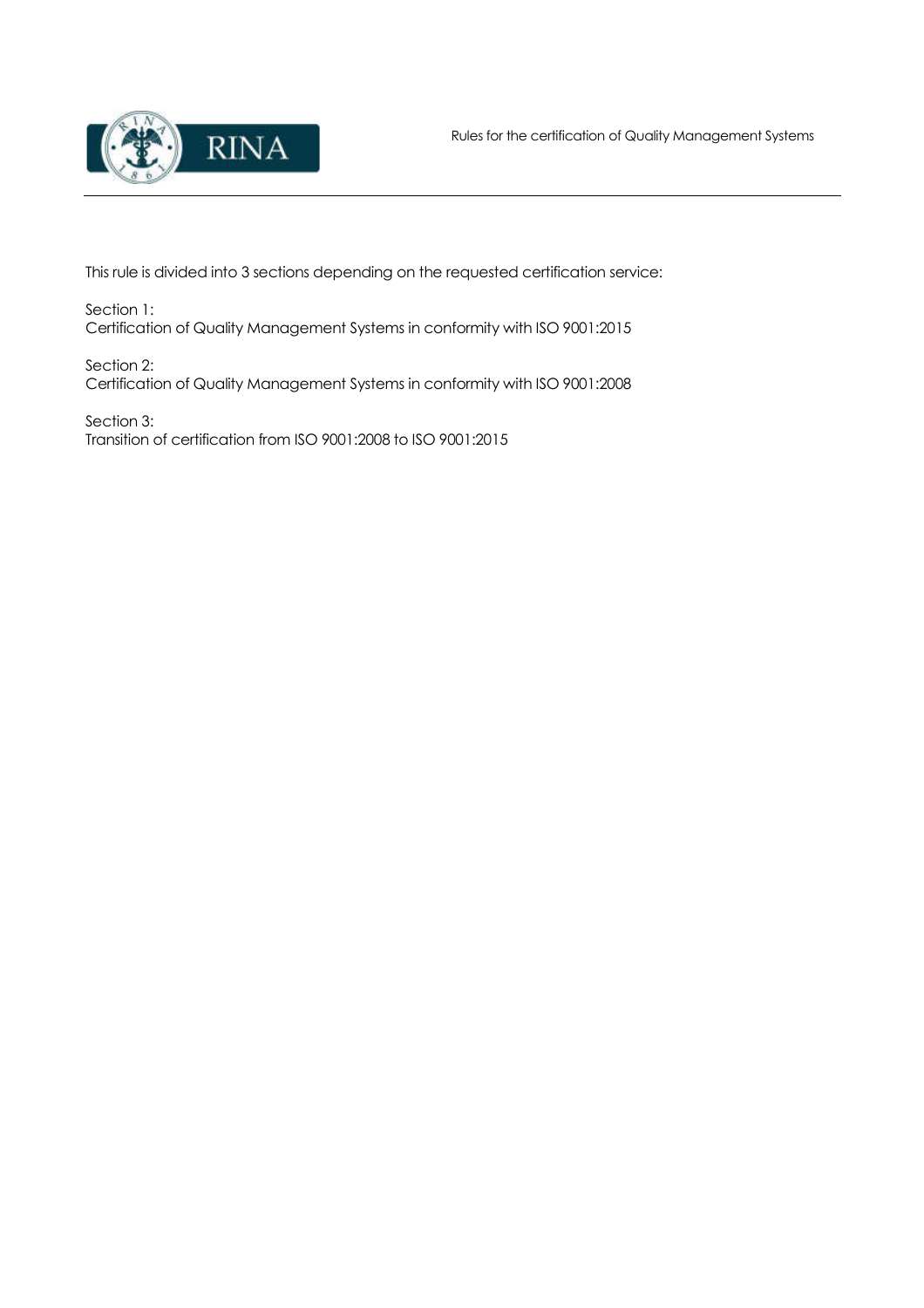This rule is divided into 3 sections depending on the requested certification service:

Section 1:
Certification of Quality Management Systems in conformity with ISO 9001:2015

Section 2:
Certification of Quality Management Systems in conformity with ISO 9001:2008

Section 3:
Transition of certification from ISO 9001:2008 to ISO 9001:2015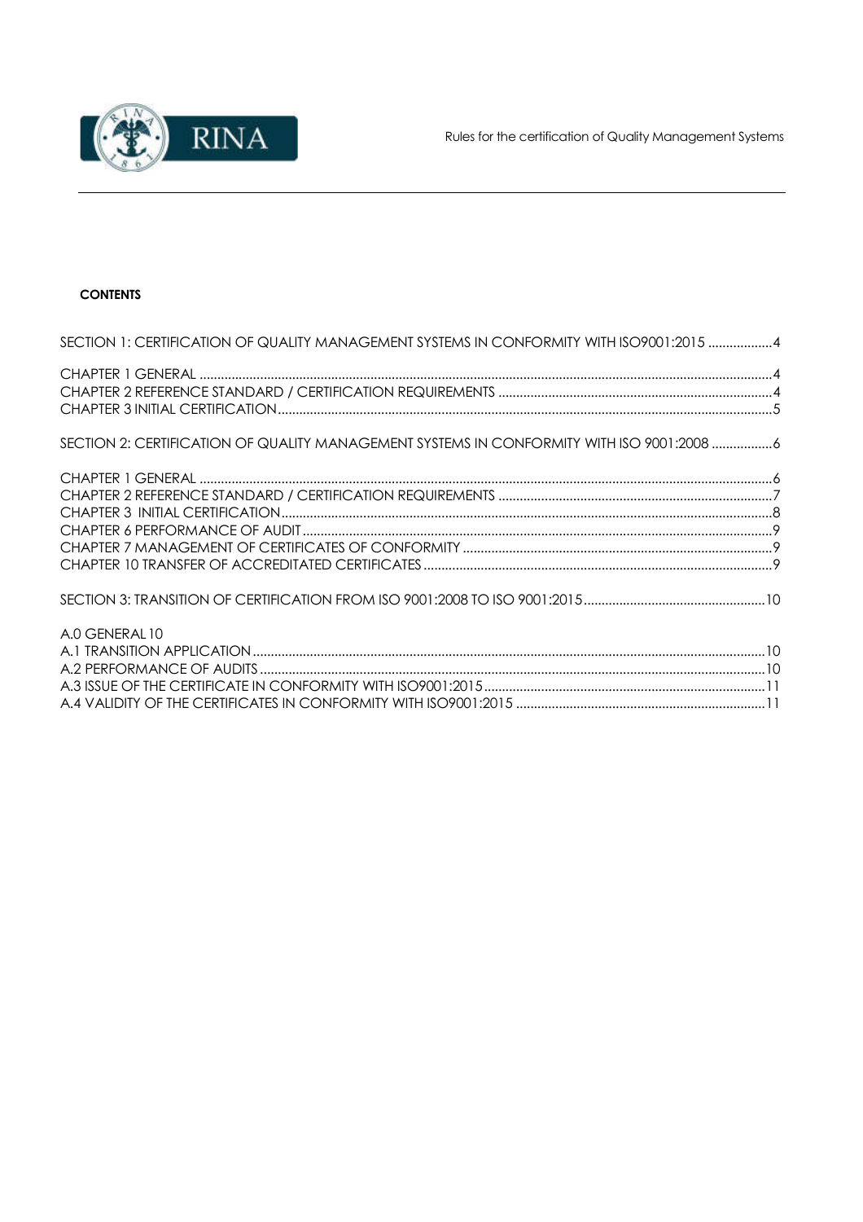**CONTENTS**

SECTION 1: CERTIFICATION OF QUALITY MANAGEMENT SYSTEMS IN CONFORMITY WITH ISO9001:2015 .................. 4

CHAPTER 1 GENERAL ............................................................................................................................................. 4
CHAPTER 2 REFERENCE STANDARD / CERTIFICATION REQUIREMENTS ........................................................................... 4
CHAPTER 3 INITIAL CERTIFICATION......................................................................................................................... 5

SECTION 2: CERTIFICATION OF QUALITY MANAGEMENT SYSTEMS IN CONFORMITY WITH ISO 9001:2008 ................. 6

CHAPTER 1 GENERAL ............................................................................................................................................. 6
CHAPTER 2 REFERENCE STANDARD / CERTIFICATION REQUIREMENTS ........................................................................... 7
CHAPTER 3 INITIAL CERTIFICATION......................................................................................................................... 8
CHAPTER 6 PERFORMANCE OF AUDIT .................................................................................................................... 9
CHAPTER 7 MANAGEMENT OF CERTIFICATES OF CONFORMITY ..................................................................................... 9
CHAPTER 10 TRANSFER OF ACCREDITATED CERTIFICATES .................................................................................................. 9

SECTION 3: TRANSITION OF CERTIFICATION FROM ISO 9001:2008 TO ISO 9001:2015.................................................. 10

A.0 GENERAL 10
A.1 TRANSITION APPLICATION .............................................................................................................................. 10
A.2 PERFORMANCE OF AUDITS ............................................................................................................................. 10
A.3 ISSUE OF THE CERTIFICATE IN CONFORMITY WITH ISO9001:2015............................................................................... 11
A.4 VALIDITY OF THE CERTIFICATES IN CONFORMITY WITH ISO9001:2015 ...................................................................... 11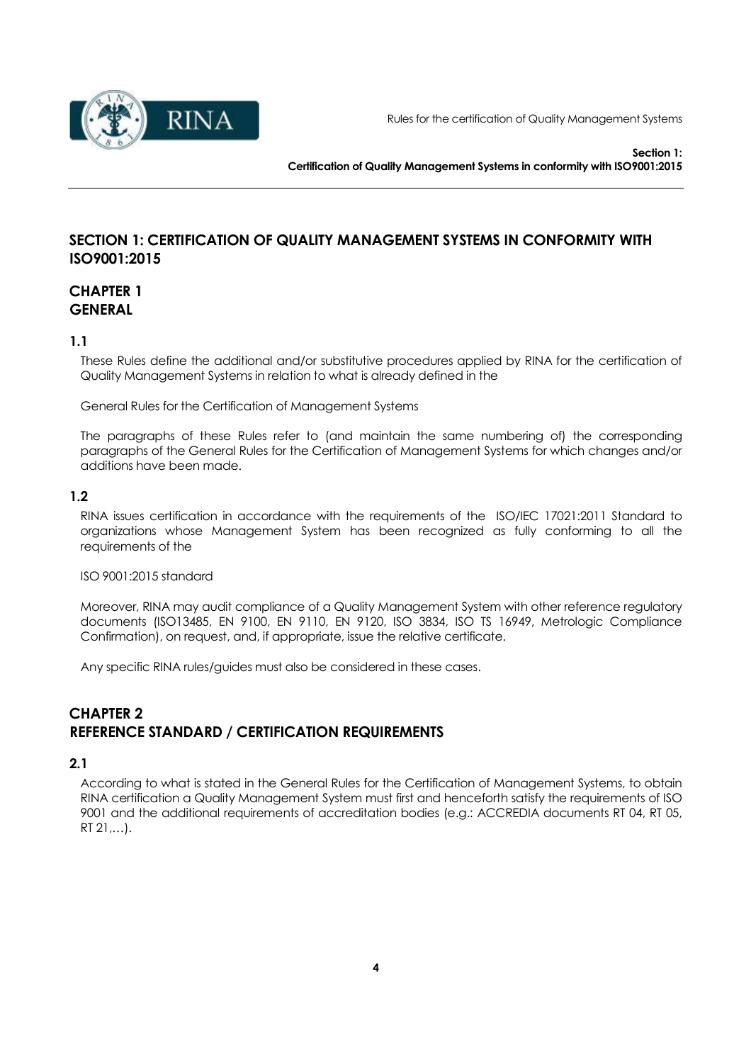# SECTION 1: CERTIFICATION OF QUALITY MANAGEMENT SYSTEMS IN CONFORMITY WITH ISO9001:2015

## CHAPTER 1
## GENERAL

### 1.1

These Rules define the additional and/or substitutive procedures applied by RINA for the certification of Quality Management Systems in relation to what is already defined in the

General Rules for the Certification of Management Systems

The paragraphs of these Rules refer to (and maintain the same numbering of) the corresponding paragraphs of the General Rules for the Certification of Management Systems for which changes and/or additions have been made.

### 1.2

RINA issues certification in accordance with the requirements of the ISO/IEC 17021:2011 Standard to organizations whose Management System has been recognized as fully conforming to all the requirements of the

ISO 9001:2015 standard

Moreover, RINA may audit compliance of a Quality Management System with other reference regulatory documents (ISO13485, EN 9100, EN 9110, EN 9120, ISO 3834, ISO TS 16949, Metrologic Compliance Confirmation), on request, and, if appropriate, issue the relative certificate.

Any specific RINA rules/guides must also be considered in these cases.

## CHAPTER 2
## REFERENCE STANDARD / CERTIFICATION REQUIREMENTS

### 2.1

According to what is stated in the General Rules for the Certification of Management Systems, to obtain RINA certification a Quality Management System must first and henceforth satisfy the requirements of ISO 9001 and the additional requirements of accreditation bodies (e.g.: ACCREDIA documents RT 04, RT 05, RT 21,…).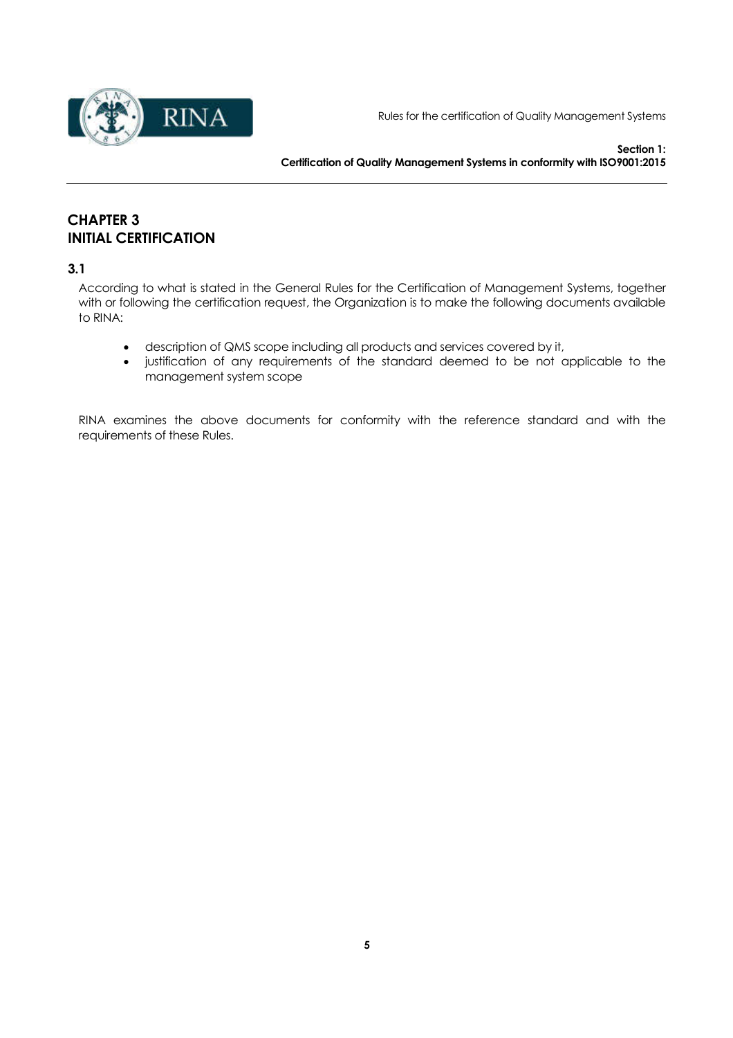# CHAPTER 3
# INITIAL CERTIFICATION

## 3.1

According to what is stated in the General Rules for the Certification of Management Systems, together with or following the certification request, the Organization is to make the following documents available to RINA:

- description of QMS scope including all products and services covered by it,
- justification of any requirements of the standard deemed to be not applicable to the management system scope

RINA examines the above documents for conformity with the reference standard and with the requirements of these Rules.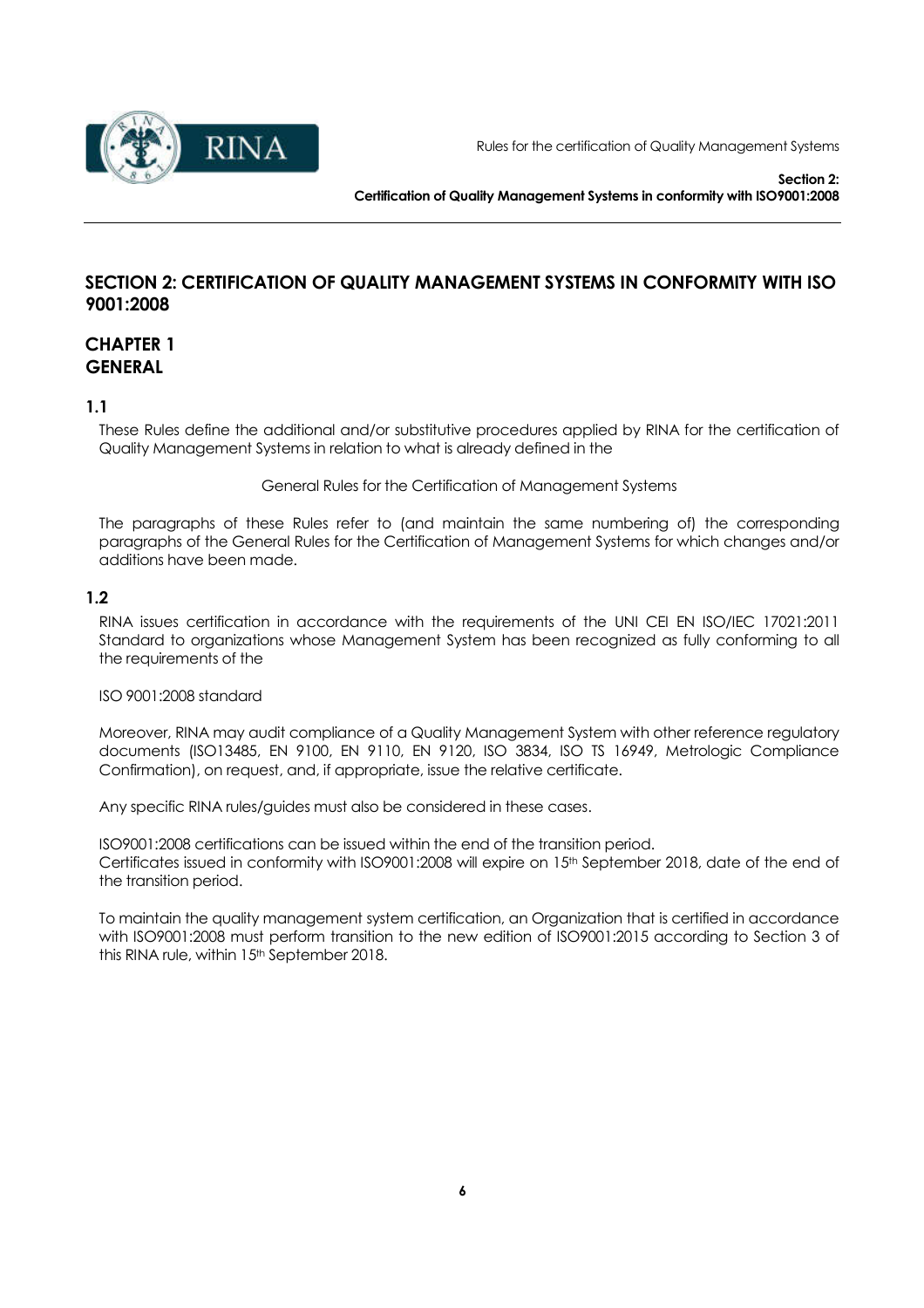# SECTION 2: CERTIFICATION OF QUALITY MANAGEMENT SYSTEMS IN CONFORMITY WITH ISO 9001:2008

## CHAPTER 1
## GENERAL

### 1.1

These Rules define the additional and/or substitutive procedures applied by RINA for the certification of Quality Management Systems in relation to what is already defined in the

General Rules for the Certification of Management Systems

The paragraphs of these Rules refer to (and maintain the same numbering of) the corresponding paragraphs of the General Rules for the Certification of Management Systems for which changes and/or additions have been made.

### 1.2

RINA issues certification in accordance with the requirements of the UNI CEI EN ISO/IEC 17021:2011 Standard to organizations whose Management System has been recognized as fully conforming to all the requirements of the

ISO 9001:2008 standard

Moreover, RINA may audit compliance of a Quality Management System with other reference regulatory documents (ISO13485, EN 9100, EN 9110, EN 9120, ISO 3834, ISO TS 16949, Metrologic Compliance Confirmation), on request, and, if appropriate, issue the relative certificate.

Any specific RINA rules/guides must also be considered in these cases.

ISO9001:2008 certifications can be issued within the end of the transition period.
Certificates issued in conformity with ISO9001:2008 will expire on 15th September 2018, date of the end of the transition period.

To maintain the quality management system certification, an Organization that is certified in accordance with ISO9001:2008 must perform transition to the new edition of ISO9001:2015 according to Section 3 of this RINA rule, within 15th September 2018.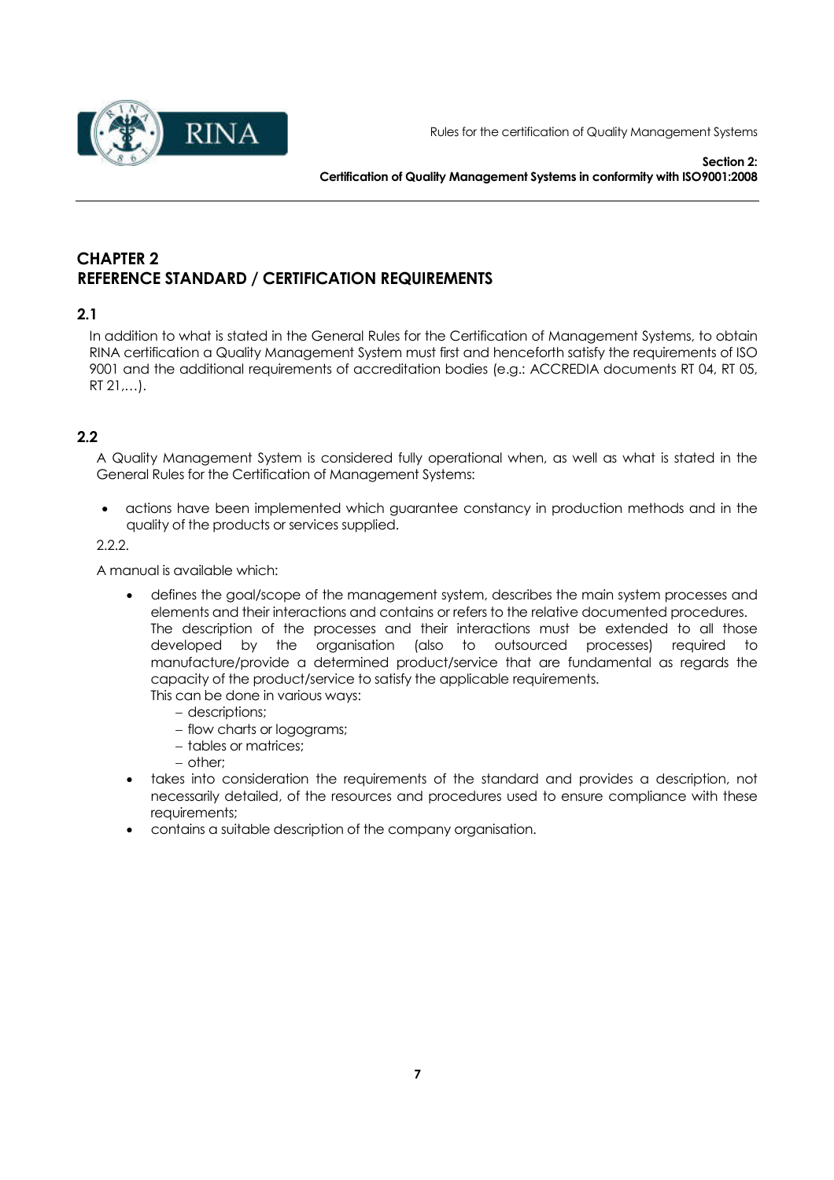# CHAPTER 2
# REFERENCE STANDARD / CERTIFICATION REQUIREMENTS

## 2.1

In addition to what is stated in the General Rules for the Certification of Management Systems, to obtain RINA certification a Quality Management System must first and henceforth satisfy the requirements of ISO 9001 and the additional requirements of accreditation bodies (e.g.: ACCREDIA documents RT 04, RT 05, RT 21,…).

## 2.2

A Quality Management System is considered fully operational when, as well as what is stated in the General Rules for the Certification of Management Systems:

- actions have been implemented which guarantee constancy in production methods and in the quality of the products or services supplied.

2.2.2.

A manual is available which:

- defines the goal/scope of the management system, describes the main system processes and elements and their interactions and contains or refers to the relative documented procedures. The description of the processes and their interactions must be extended to all those developed by the organisation (also to outsourced processes) required to manufacture/provide a determined product/service that are fundamental as regards the capacity of the product/service to satisfy the applicable requirements.
  This can be done in various ways:
  - descriptions;
  - flow charts or logograms;
  - tables or matrices;
  - other;
- takes into consideration the requirements of the standard and provides a description, not necessarily detailed, of the resources and procedures used to ensure compliance with these requirements;
- contains a suitable description of the company organisation.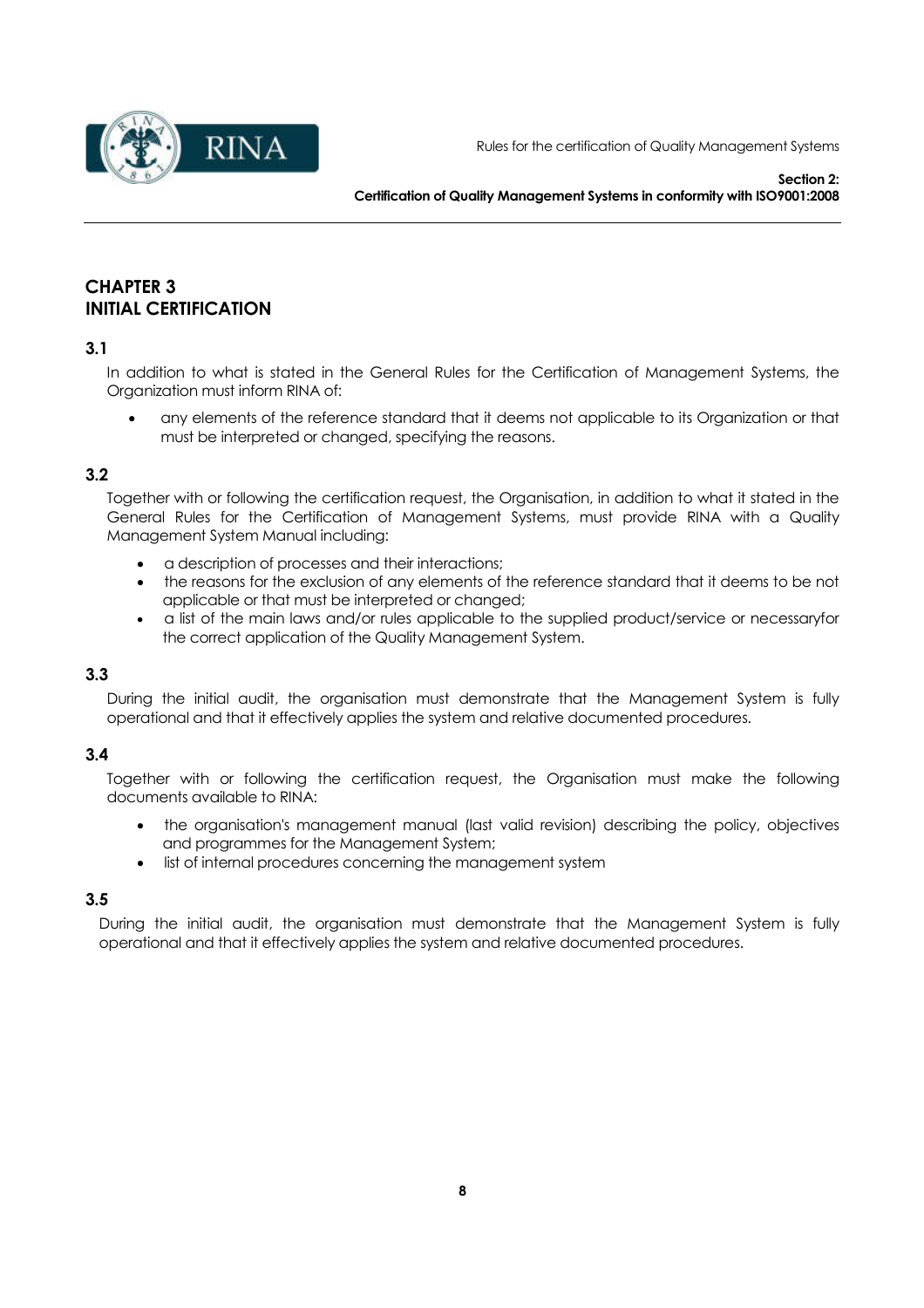# CHAPTER 3
# INITIAL CERTIFICATION

## 3.1

In addition to what is stated in the General Rules for the Certification of Management Systems, the Organization must inform RINA of:

- any elements of the reference standard that it deems not applicable to its Organization or that must be interpreted or changed, specifying the reasons.

## 3.2

Together with or following the certification request, the Organisation, in addition to what it stated in the General Rules for the Certification of Management Systems, must provide RINA with a Quality Management System Manual including:

- a description of processes and their interactions;
- the reasons for the exclusion of any elements of the reference standard that it deems to be not applicable or that must be interpreted or changed;
- a list of the main laws and/or rules applicable to the supplied product/service or necessaryfor the correct application of the Quality Management System.

## 3.3

During the initial audit, the organisation must demonstrate that the Management System is fully operational and that it effectively applies the system and relative documented procedures.

## 3.4

Together with or following the certification request, the Organisation must make the following documents available to RINA:

- the organisation's management manual (last valid revision) describing the policy, objectives and programmes for the Management System;
- list of internal procedures concerning the management system

## 3.5

During the initial audit, the organisation must demonstrate that the Management System is fully operational and that it effectively applies the system and relative documented procedures.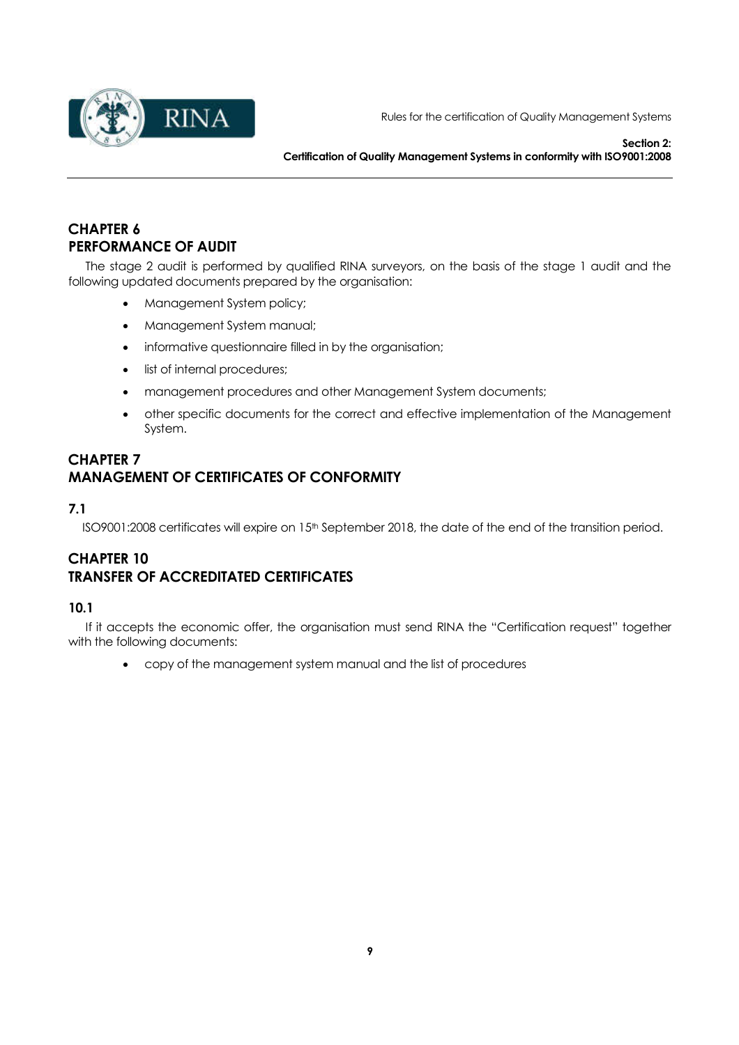## CHAPTER 6
## PERFORMANCE OF AUDIT

The stage 2 audit is performed by qualified RINA surveyors, on the basis of the stage 1 audit and the following updated documents prepared by the organisation:

- Management System policy;
- Management System manual;
- informative questionnaire filled in by the organisation;
- list of internal procedures;
- management procedures and other Management System documents;
- other specific documents for the correct and effective implementation of the Management System.

## CHAPTER 7
## MANAGEMENT OF CERTIFICATES OF CONFORMITY

### 7.1

ISO9001:2008 certificates will expire on 15th September 2018, the date of the end of the transition period.

## CHAPTER 10
## TRANSFER OF ACCREDITATED CERTIFICATES

### 10.1

If it accepts the economic offer, the organisation must send RINA the "Certification request" together with the following documents:

- copy of the management system manual and the list of procedures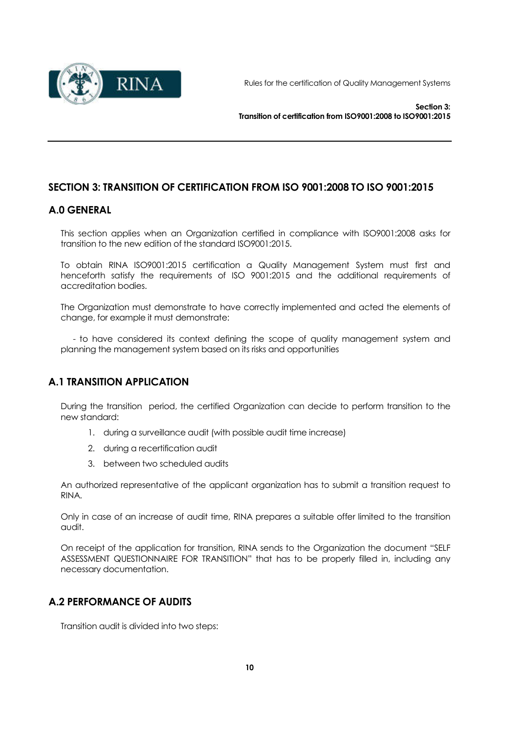## SECTION 3: TRANSITION OF CERTIFICATION FROM ISO 9001:2008 TO ISO 9001:2015

### A.0 GENERAL

This section applies when an Organization certified in compliance with ISO9001:2008 asks for transition to the new edition of the standard ISO9001:2015.

To obtain RINA ISO9001:2015 certification a Quality Management System must first and henceforth satisfy the requirements of ISO 9001:2015 and the additional requirements of accreditation bodies.

The Organization must demonstrate to have correctly implemented and acted the elements of change, for example it must demonstrate:

- to have considered its context defining the scope of quality management system and planning the management system based on its risks and opportunities

### A.1 TRANSITION APPLICATION

During the transition period, the certified Organization can decide to perform transition to the new standard:

1. during a surveillance audit (with possible audit time increase)
2. during a recertification audit
3. between two scheduled audits

An authorized representative of the applicant organization has to submit a transition request to RINA.

Only in case of an increase of audit time, RINA prepares a suitable offer limited to the transition audit.

On receipt of the application for transition, RINA sends to the Organization the document "SELF ASSESSMENT QUESTIONNAIRE FOR TRANSITION" that has to be properly filled in, including any necessary documentation.

### A.2 PERFORMANCE OF AUDITS

Transition audit is divided into two steps: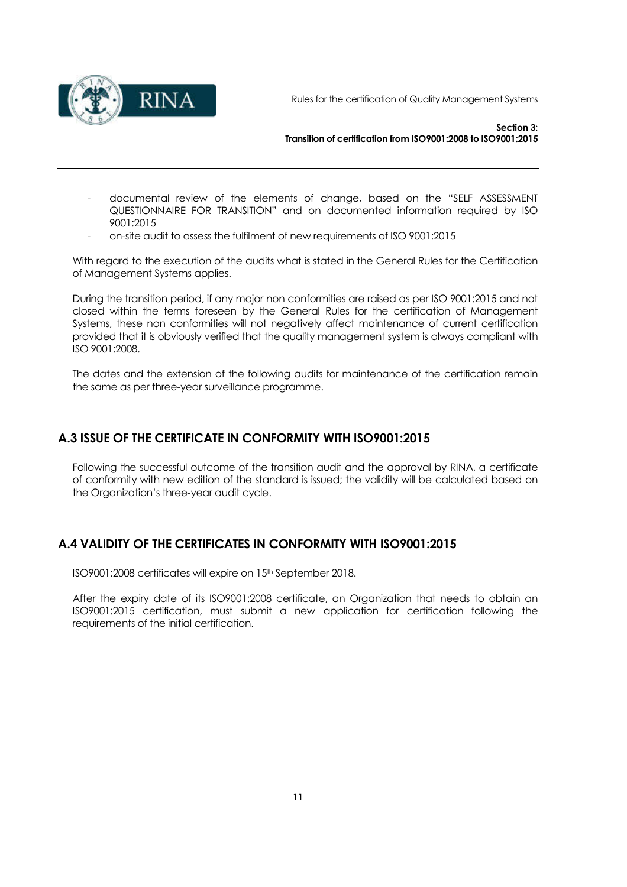- documental review of the elements of change, based on the "SELF ASSESSMENT QUESTIONNAIRE FOR TRANSITION" and on documented information required by ISO 9001:2015
- on-site audit to assess the fulfilment of new requirements of ISO 9001:2015

With regard to the execution of the audits what is stated in the General Rules for the Certification of Management Systems applies.

During the transition period, if any major non conformities are raised as per ISO 9001:2015 and not closed within the terms foreseen by the General Rules for the certification of Management Systems, these non conformities will not negatively affect maintenance of current certification provided that it is obviously verified that the quality management system is always compliant with ISO 9001:2008.

The dates and the extension of the following audits for maintenance of the certification remain the same as per three-year surveillance programme.

## A.3 ISSUE OF THE CERTIFICATE IN CONFORMITY WITH ISO9001:2015

Following the successful outcome of the transition audit and the approval by RINA, a certificate of conformity with new edition of the standard is issued; the validity will be calculated based on the Organization's three-year audit cycle.

## A.4 VALIDITY OF THE CERTIFICATES IN CONFORMITY WITH ISO9001:2015

ISO9001:2008 certificates will expire on 15th September 2018.

After the expiry date of its ISO9001:2008 certificate, an Organization that needs to obtain an ISO9001:2015 certification, must submit a new application for certification following the requirements of the initial certification.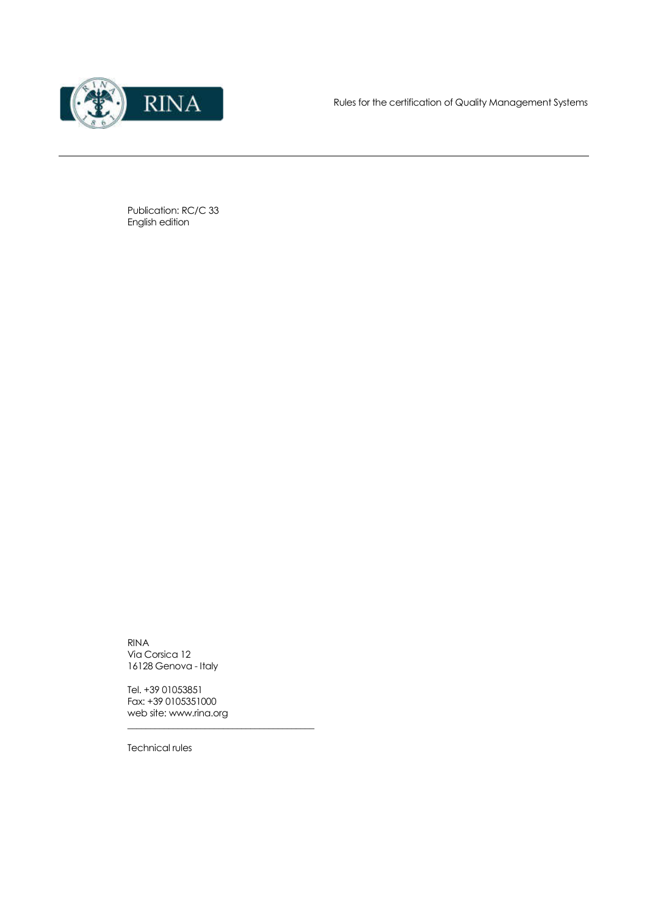Rules for the certification of Quality Management Systems

Publication: RC/C 33
English edition

RINA
Via Corsica 12
16128 Genova - Italy

Tel. +39 01053851
Fax: +39 0105351000
web site: www.rina.org

Technical rules